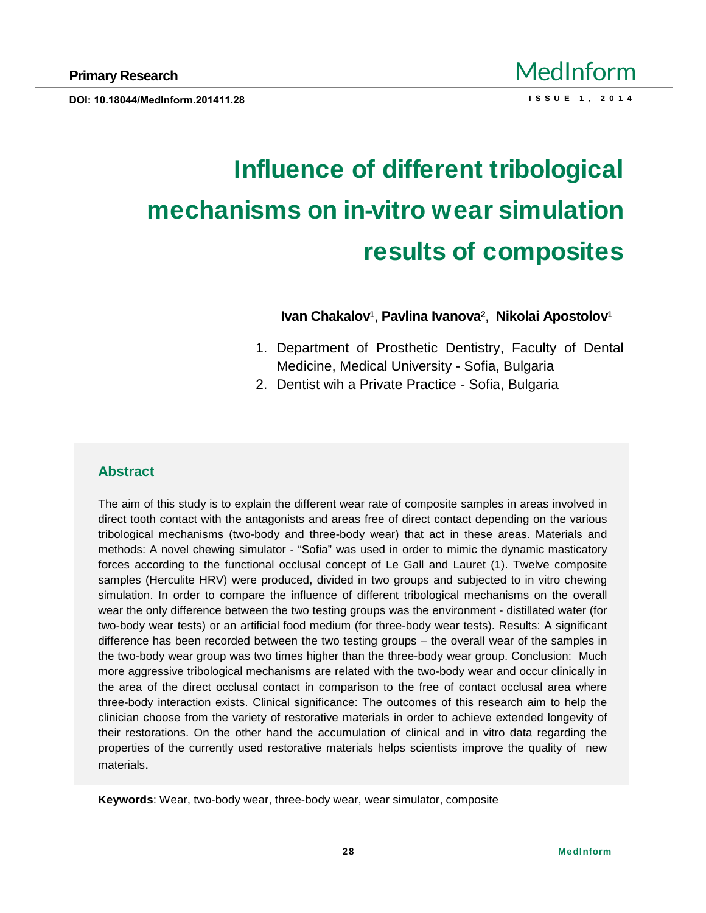Primary Research

DOI: 10.18044/MedInform.201411.28

# Influence of different tribological mechanisms on in-vitro wear simulation results of composites

**Ivan Chakalov**[1], **Pavlina Ivanova**[2], **Nikolai Apostolov**[1]

1. Department of Prosthetic Dentistry, Faculty of Dental Medicine, Medical University - Sofia, Bulgaria
2. Dentist wih a Private Practice - Sofia, Bulgaria

## Abstract

The aim of this study is to explain the different wear rate of composite samples in areas involved in direct tooth contact with the antagonists and areas free of direct contact depending on the various tribological mechanisms (two-body and three-body wear) that act in these areas. Materials and methods: A novel chewing simulator - "Sofia" was used in order to mimic the dynamic masticatory forces according to the functional occlusal concept of Le Gall and Lauret (1). Twelve composite samples (Herculite HRV) were produced, divided in two groups and subjected to in vitro chewing simulation. In order to compare the influence of different tribological mechanisms on the overall wear the only difference between the two testing groups was the environment - distilled water (for two-body wear tests) or an artificial food medium (for three-body wear tests). Results: A significant difference has been recorded between the two testing groups – the overall wear of the samples in the two-body wear group was two times higher than the three-body wear group. Conclusion: Much more aggressive tribological mechanisms are related with the two-body wear and occur clinically in the area of the direct occlusal contact in comparison to the free of contact occlusal area where three-body interaction exists. Clinical significance: The outcomes of this research aim to help the clinician choose from the variety of restorative materials in order to achieve extended longevity of their restorations. On the other hand the accumulation of clinical and in vitro data regarding the properties of the currently used restorative materials helps scientists improve the quality of new materials.

**Keywords**: Wear, two-body wear, three-body wear, wear simulator, composite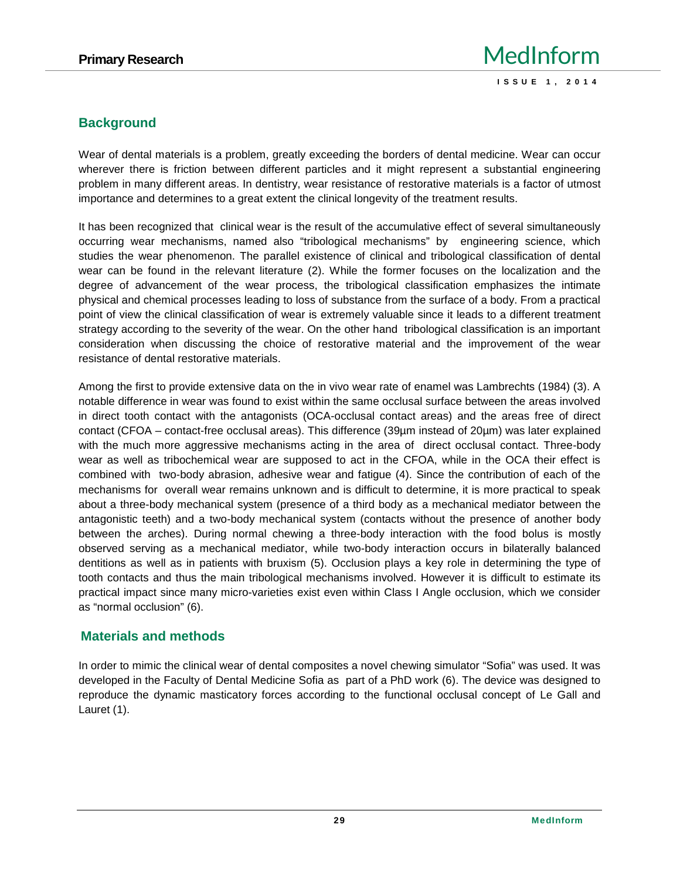## Background

Wear of dental materials is a problem, greatly exceeding the borders of dental medicine. Wear can occur wherever there is friction between different particles and it might represent a substantial engineering problem in many different areas. In dentistry, wear resistance of restorative materials is a factor of utmost importance and determines to a great extent the clinical longevity of the treatment results.

It has been recognized that clinical wear is the result of the accumulative effect of several simultaneously occurring wear mechanisms, named also "tribological mechanisms" by engineering science, which studies the wear phenomenon. The parallel existence of clinical and tribological classification of dental wear can be found in the relevant literature (2). While the former focuses on the localization and the degree of advancement of the wear process, the tribological classification emphasizes the intimate physical and chemical processes leading to loss of substance from the surface of a body. From a practical point of view the clinical classification of wear is extremely valuable since it leads to a different treatment strategy according to the severity of the wear. On the other hand tribological classification is an important consideration when discussing the choice of restorative material and the improvement of the wear resistance of dental restorative materials.

Among the first to provide extensive data on the in vivo wear rate of enamel was Lambrechts (1984) (3). A notable difference in wear was found to exist within the same occlusal surface between the areas involved in direct tooth contact with the antagonists (OCA-occlusal contact areas) and the areas free of direct contact (CFOA – contact-free occlusal areas). This difference (39µm instead of 20µm) was later explained with the much more aggressive mechanisms acting in the area of direct occlusal contact. Three-body wear as well as tribochemical wear are supposed to act in the CFOA, while in the OCA their effect is combined with two-body abrasion, adhesive wear and fatigue (4). Since the contribution of each of the mechanisms for overall wear remains unknown and is difficult to determine, it is more practical to speak about a three-body mechanical system (presence of a third body as a mechanical mediator between the antagonistic teeth) and a two-body mechanical system (contacts without the presence of another body between the arches). During normal chewing a three-body interaction with the food bolus is mostly observed serving as a mechanical mediator, while two-body interaction occurs in bilaterally balanced dentitions as well as in patients with bruxism (5). Occlusion plays a key role in determining the type of tooth contacts and thus the main tribological mechanisms involved. However it is difficult to estimate its practical impact since many micro-varieties exist even within Class I Angle occlusion, which we consider as "normal occlusion" (6).

## Materials and methods

In order to mimic the clinical wear of dental composites a novel chewing simulator "Sofia" was used. It was developed in the Faculty of Dental Medicine Sofia as part of a PhD work (6). The device was designed to reproduce the dynamic masticatory forces according to the functional occlusal concept of Le Gall and Lauret (1).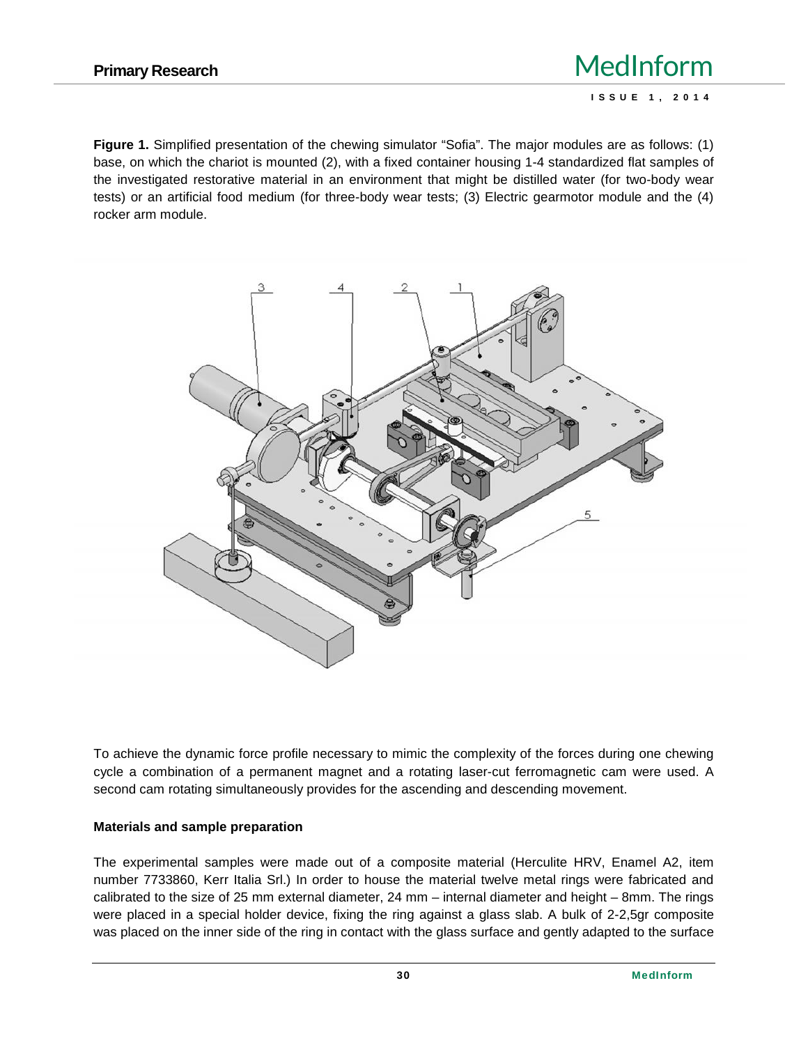**Figure 1.** Simplified presentation of the chewing simulator "Sofia". The major modules are as follows: (1) base, on which the chariot is mounted (2), with a fixed container housing 1-4 standardized flat samples of the investigated restorative material in an environment that might be distilled water (for two-body wear tests) or an artificial food medium (for three-body wear tests; (3) Electric gearmotor module and the (4) rocker arm module.

To achieve the dynamic force profile necessary to mimic the complexity of the forces during one chewing cycle a combination of a permanent magnet and a rotating laser-cut ferromagnetic cam were used. A second cam rotating simultaneously provides for the ascending and descending movement.

### Materials and sample preparation

The experimental samples were made out of a composite material (Herculite HRV, Enamel A2, item number 7733860, Kerr Italia Srl.) In order to house the material twelve metal rings were fabricated and calibrated to the size of 25 mm external diameter, 24 mm – internal diameter and height – 8mm. The rings were placed in a special holder device, fixing the ring against a glass slab. A bulk of 2-2,5gr composite was placed on the inner side of the ring in contact with the glass surface and gently adapted to the surface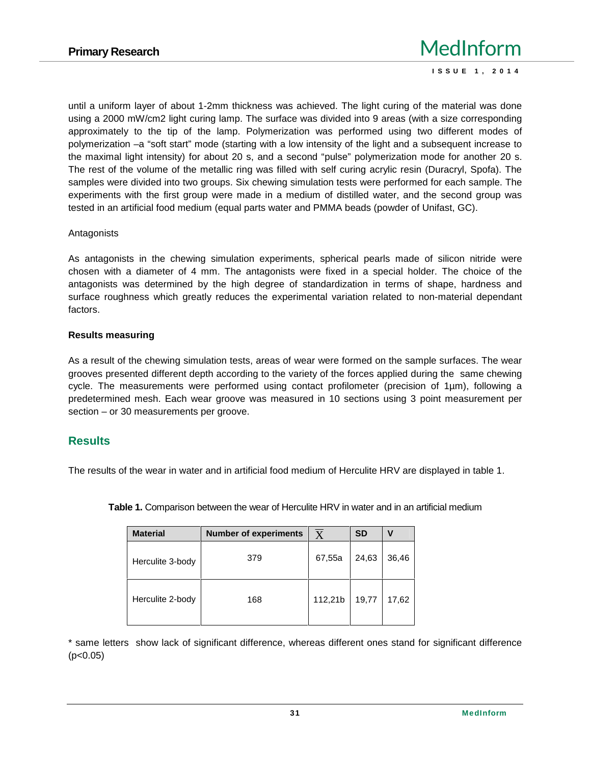until a uniform layer of about 1-2mm thickness was achieved. The light curing of the material was done using a 2000 mW/cm2 light curing lamp. The surface was divided into 9 areas (with a size corresponding approximately to the tip of the lamp. Polymerization was performed using two different modes of polymerization –a “soft start” mode (starting with a low intensity of the light and a subsequent increase to the maximal light intensity) for about 20 s, and a second “pulse” polymerization mode for another 20 s. The rest of the volume of the metallic ring was filled with self curing acrylic resin (Duracryl, Spofa). The samples were divided into two groups. Six chewing simulation tests were performed for each sample. The experiments with the first group were made in a medium of distilled water, and the second group was tested in an artificial food medium (equal parts water and PMMA beads (powder of Unifast, GC).

Antagonists

As antagonists in the chewing simulation experiments, spherical pearls made of silicon nitride were chosen with a diameter of 4 mm. The antagonists were fixed in a special holder. The choice of the antagonists was determined by the high degree of standardization in terms of shape, hardness and surface roughness which greatly reduces the experimental variation related to non-material dependant factors.

**Results measuring**

As a result of the chewing simulation tests, areas of wear were formed on the sample surfaces. The wear grooves presented different depth according to the variety of the forces applied during the same chewing cycle. The measurements were performed using contact profilometer (precision of 1µm), following a predetermined mesh. Each wear groove was measured in 10 sections using 3 point measurement per section – or 30 measurements per groove.

## Results

The results of the wear in water and in artificial food medium of Herculite HRV are displayed in table 1.

**Table 1.** Comparison between the wear of Herculite HRV in water and in an artificial medium

| Material | Number of experiments | $\overline{X}$ | SD | V |
|---|---|---|---|---|
| Herculite 3-body | 379 | 67,55a | 24,63 | 36,46 |
| Herculite 2-body | 168 | 112,21b | 19,77 | 17,62 |

* same letters show lack of significant difference, whereas different ones stand for significant difference ($p<0.05$)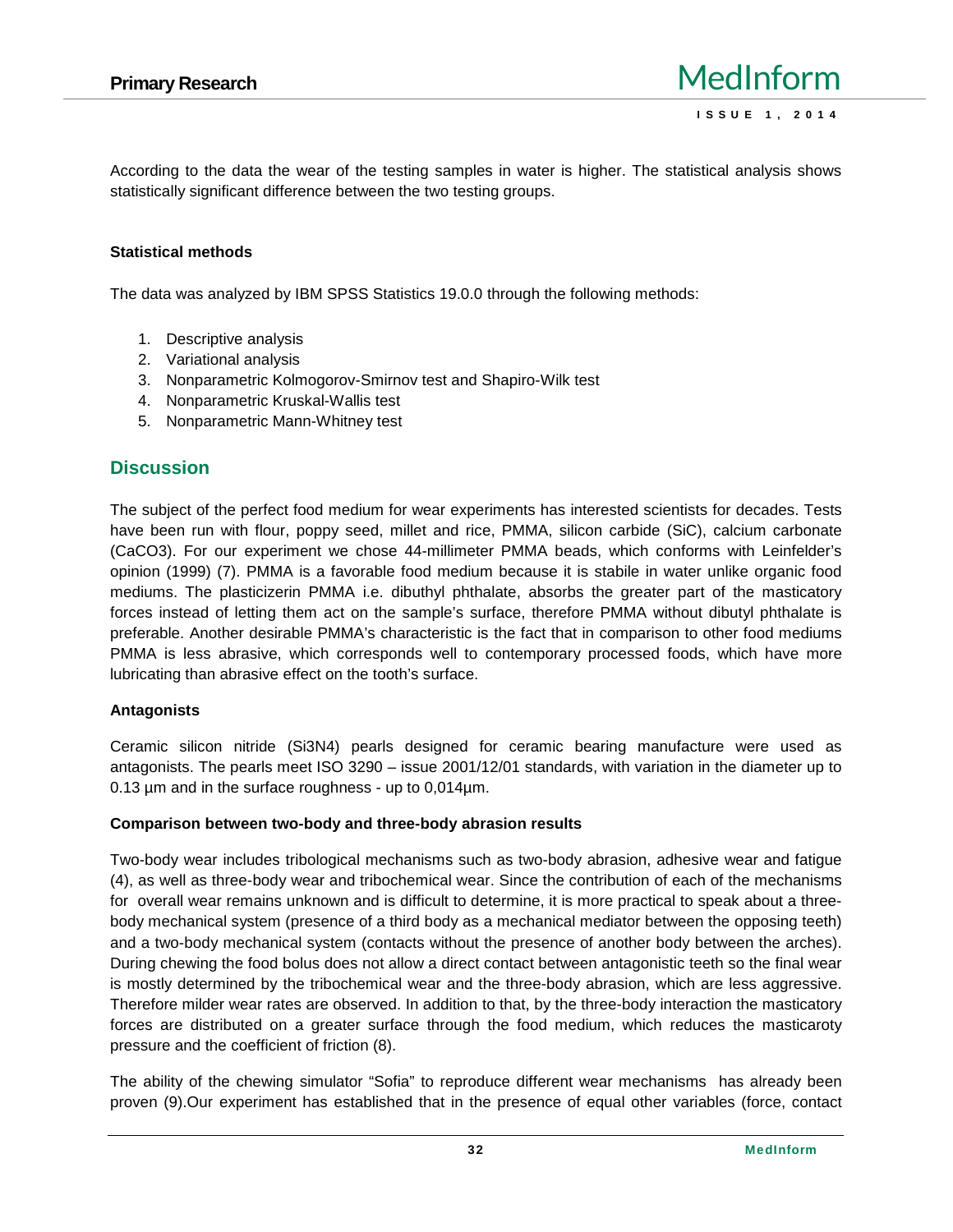According to the data the wear of the testing samples in water is higher. The statistical analysis shows statistically significant difference between the two testing groups.

### Statistical methods

The data was analyzed by IBM SPSS Statistics 19.0.0 through the following methods:

1. Descriptive analysis
2. Variational analysis
3. Nonparametric Kolmogorov-Smirnov test and Shapiro-Wilk test
4. Nonparametric Kruskal-Wallis test
5. Nonparametric Mann-Whitney test

## Discussion

The subject of the perfect food medium for wear experiments has interested scientists for decades. Tests have been run with flour, poppy seed, millet and rice, PMMA, silicon carbide (SiC), calcium carbonate ($CaCO_3$). For our experiment we chose 44-millimeter PMMA beads, which conforms with Leinfelder's opinion (1999) (7). PMMA is a favorable food medium because it is stabile in water unlike organic food mediums. The plasticizerin PMMA i.e. dibuthyl phthalate, absorbs the greater part of the masticatory forces instead of letting them act on the sample's surface, therefore PMMA without dibutyl phthalate is preferable. Another desirable PMMA's characteristic is the fact that in comparison to other food mediums PMMA is less abrasive, which corresponds well to contemporary processed foods, which have more lubricating than abrasive effect on the tooth's surface.

### Antagonists

Ceramic silicon nitride ($Si_3N_4$) pearls designed for ceramic bearing manufacture were used as antagonists. The pearls meet ISO 3290 – issue 2001/12/01 standards, with variation in the diameter up to 0.13 µm and in the surface roughness - up to 0,014µm.

### Comparison between two-body and three-body abrasion results

Two-body wear includes tribological mechanisms such as two-body abrasion, adhesive wear and fatigue (4), as well as three-body wear and tribochemical wear. Since the contribution of each of the mechanisms for overall wear remains unknown and is difficult to determine, it is more practical to speak about a three-body mechanical system (presence of a third body as a mechanical mediator between the opposing teeth) and a two-body mechanical system (contacts without the presence of another body between the arches). During chewing the food bolus does not allow a direct contact between antagonistic teeth so the final wear is mostly determined by the tribochemical wear and the three-body abrasion, which are less aggressive. Therefore milder wear rates are observed. In addition to that, by the three-body interaction the masticatory forces are distributed on a greater surface through the food medium, which reduces the masticaroty pressure and the coefficient of friction (8).

The ability of the chewing simulator "Sofia" to reproduce different wear mechanisms has already been proven (9).Our experiment has established that in the presence of equal other variables (force, contact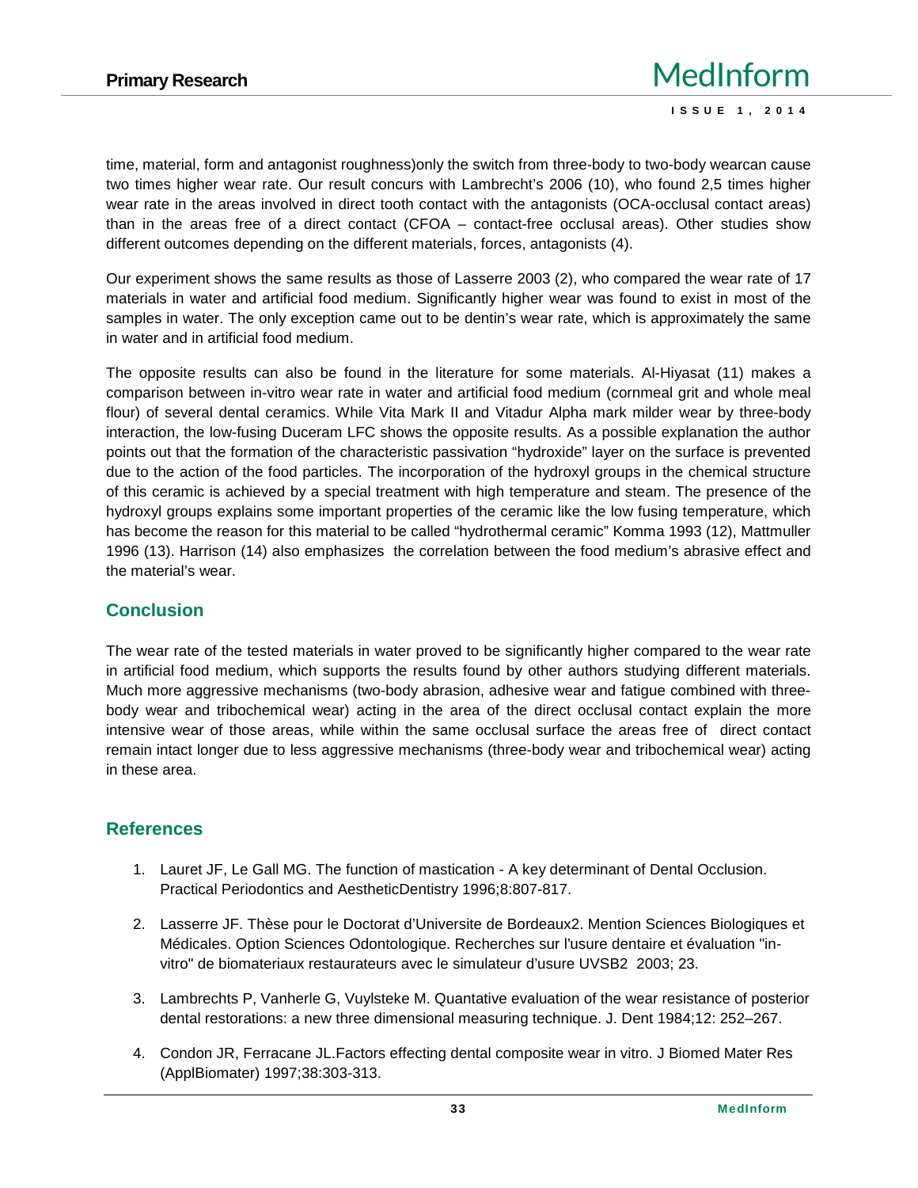time, material, form and antagonist roughness)only the switch from three-body to two-body wearcan cause two times higher wear rate. Our result concurs with Lambrecht's 2006 (10), who found 2,5 times higher wear rate in the areas involved in direct tooth contact with the antagonists (OCA-occlusal contact areas) than in the areas free of a direct contact (CFOA – contact-free occlusal areas). Other studies show different outcomes depending on the different materials, forces, antagonists (4).

Our experiment shows the same results as those of Lasserre 2003 (2), who compared the wear rate of 17 materials in water and artificial food medium. Significantly higher wear was found to exist in most of the samples in water. The only exception came out to be dentin's wear rate, which is approximately the same in water and in artificial food medium.

The opposite results can also be found in the literature for some materials. Al-Hiyasat (11) makes a comparison between in-vitro wear rate in water and artificial food medium (cornmeal grit and whole meal flour) of several dental ceramics. While Vita Mark II and Vitadur Alpha mark milder wear by three-body interaction, the low-fusing Duceram LFC shows the opposite results. As a possible explanation the author points out that the formation of the characteristic passivation "hydroxide" layer on the surface is prevented due to the action of the food particles. The incorporation of the hydroxyl groups in the chemical structure of this ceramic is achieved by a special treatment with high temperature and steam. The presence of the hydroxyl groups explains some important properties of the ceramic like the low fusing temperature, which has become the reason for this material to be called "hydrothermal ceramic" Komma 1993 (12), Mattmuller 1996 (13). Harrison (14) also emphasizes the correlation between the food medium's abrasive effect and the material's wear.

## Conclusion

The wear rate of the tested materials in water proved to be significantly higher compared to the wear rate in artificial food medium, which supports the results found by other authors studying different materials. Much more aggressive mechanisms (two-body abrasion, adhesive wear and fatigue combined with three-body wear and tribochemical wear) acting in the area of the direct occlusal contact explain the more intensive wear of those areas, while within the same occlusal surface the areas free of direct contact remain intact longer due to less aggressive mechanisms (three-body wear and tribochemical wear) acting in these area.

## References

1. Lauret JF, Le Gall MG. The function of mastication - A key determinant of Dental Occlusion. Practical Periodontics and AestheticDentistry 1996;8:807-817.
2. Lasserre JF. Thèse pour le Doctorat d'Universite de Bordeaux2. Mention Sciences Biologiques et Médicales. Option Sciences Odontologique. Recherches sur l'usure dentaire et évaluation "in-vitro" de biomateriaux restaurateurs avec le simulateur d'usure UVSB2 2003; 23.
3. Lambrechts P, Vanherle G, Vuylsteke M. Quantative evaluation of the wear resistance of posterior dental restorations: a new three dimensional measuring technique. J. Dent 1984;12: 252–267.
4. Condon JR, Ferracane JL.Factors effecting dental composite wear in vitro. J Biomed Mater Res (ApplBiomater) 1997;38:303-313.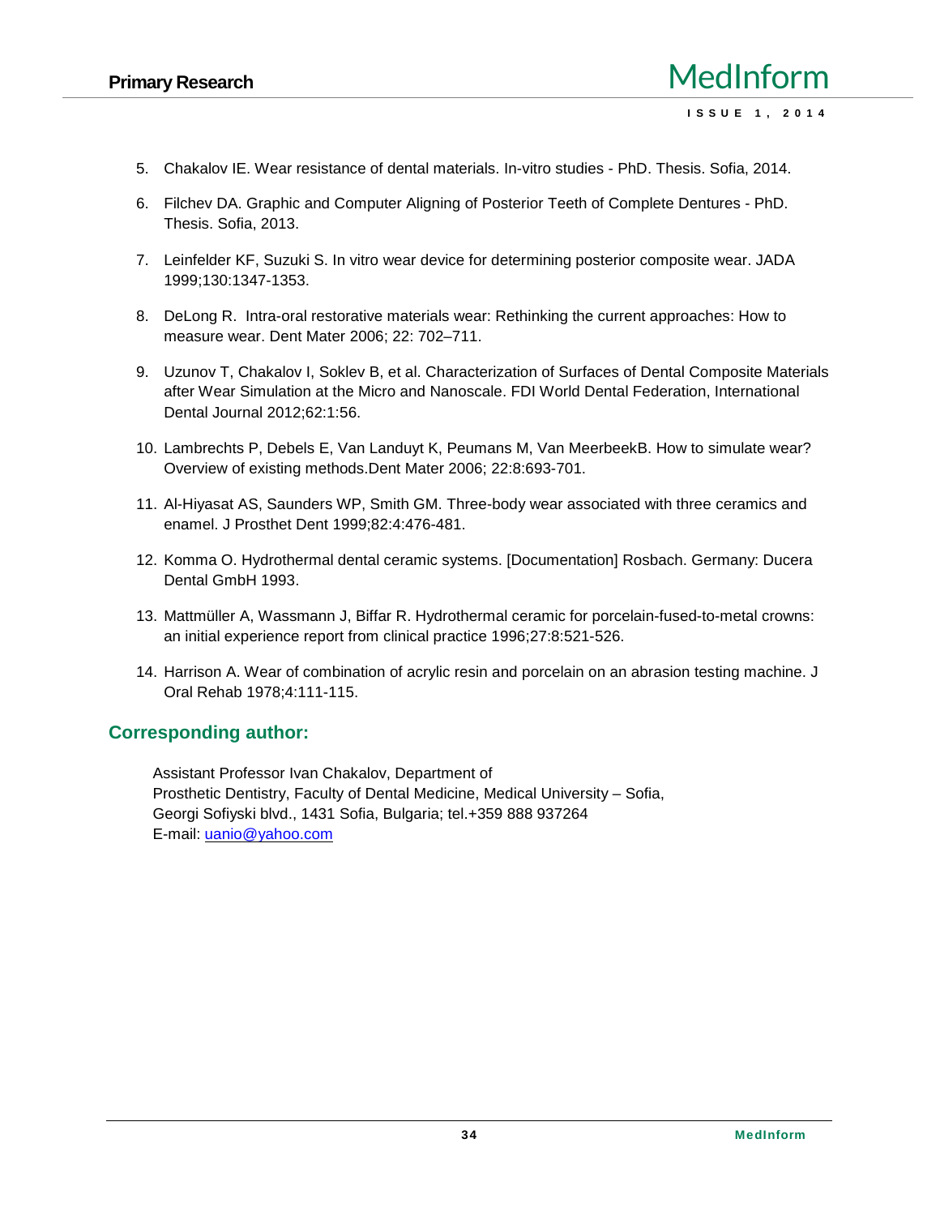5. Chakalov IE. Wear resistance of dental materials. In-vitro studies - PhD. Thesis. Sofia, 2014.

6. Filchev DA. Graphic and Computer Aligning of Posterior Teeth of Complete Dentures - PhD. Thesis. Sofia, 2013.

7. Leinfelder KF, Suzuki S. In vitro wear device for determining posterior composite wear. JADA 1999;130:1347-1353.

8. DeLong R. Intra-oral restorative materials wear: Rethinking the current approaches: How to measure wear. Dent Mater 2006; 22: 702–711.

9. Uzunov T, Chakalov I, Soklev B, et al. Characterization of Surfaces of Dental Composite Materials after Wear Simulation at the Micro and Nanoscale. FDI World Dental Federation, International Dental Journal 2012;62:1:56.

10. Lambrechts P, Debels E, Van Landuyt K, Peumans M, Van MeerbeekB. How to simulate wear? Overview of existing methods.Dent Mater 2006; 22:8:693-701.

11. Al-Hiyasat AS, Saunders WP, Smith GM. Three-body wear associated with three ceramics and enamel. J Prosthet Dent 1999;82:4:476-481.

12. Komma O. Hydrothermal dental ceramic systems. [Documentation] Rosbach. Germany: Ducera Dental GmbH 1993.

13. Mattmüller A, Wassmann J, Biffar R. Hydrothermal ceramic for porcelain-fused-to-metal crowns: an initial experience report from clinical practice 1996;27:8:521-526.

14. Harrison A. Wear of combination of acrylic resin and porcelain on an abrasion testing machine. J Oral Rehab 1978;4:111-115.

## Corresponding author:

Assistant Professor Ivan Chakalov, Department of Prosthetic Dentistry, Faculty of Dental Medicine, Medical University – Sofia, Georgi Sofiyski blvd., 1431 Sofia, Bulgaria; tel.+359 888 937264
E-mail: uanio@yahoo.com